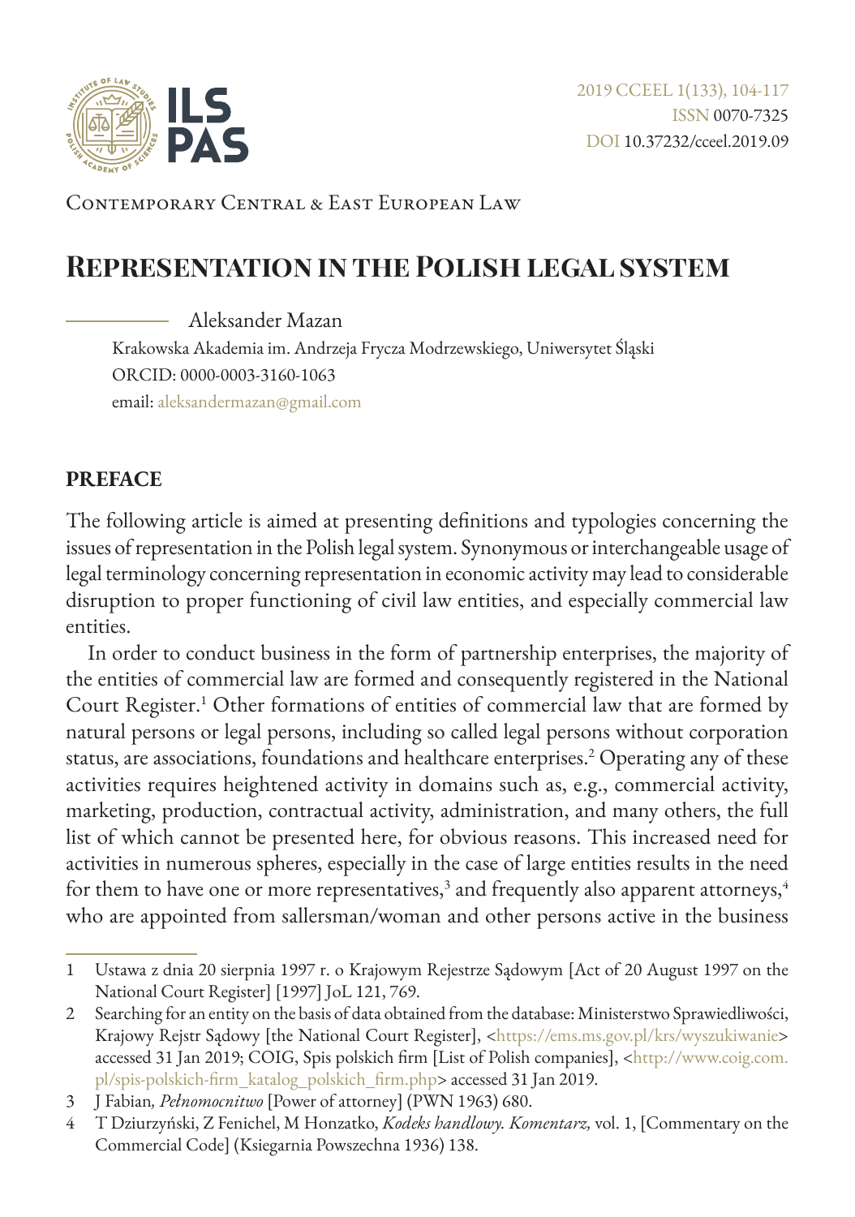Contemporary Central & East European Law

# Representation in the Polish legal system

Aleksander Mazan

Krakowska Akademia im. Andrzeja Frycza Modrzewskiego, Uniwersytet Śląski
ORCID: 0000-0003-3160-1063
email: aleksandermazan@gmail.com

## PREFACE

The following article is aimed at presenting definitions and typologies concerning the issues of representation in the Polish legal system. Synonymous or interchangeable usage of legal terminology concerning representation in economic activity may lead to considerable disruption to proper functioning of civil law entities, and especially commercial law entities.

In order to conduct business in the form of partnership enterprises, the majority of the entities of commercial law are formed and consequently registered in the National Court Register.[1] Other formations of entities of commercial law that are formed by natural persons or legal persons, including so called legal persons without corporation status, are associations, foundations and healthcare enterprises.[2] Operating any of these activities requires heightened activity in domains such as, e.g., commercial activity, marketing, production, contractual activity, administration, and many others, the full list of which cannot be presented here, for obvious reasons. This increased need for activities in numerous spheres, especially in the case of large entities results in the need for them to have one or more representatives,[3] and frequently also apparent attorneys,[4] who are appointed from sallersman/woman and other persons active in the business

---

1 Ustawa z dnia 20 sierpnia 1997 r. o Krajowym Rejestrze Sądowym [Act of 20 August 1997 on the National Court Register] [1997] JoL 121, 769.

2 Searching for an entity on the basis of data obtained from the database: Ministerstwo Sprawiedliwości, Krajowy Rejstr Sądowy [the National Court Register], <https://ems.ms.gov.pl/krs/wyszukiwanie> accessed 31 Jan 2019; COIG, Spis polskich firm [List of Polish companies], <http://www.coig.com.pl/spis-polskich-firm_katalog_polskich_firm.php> accessed 31 Jan 2019.

3 J Fabian*, Pełnomocnitwo* [Power of attorney] (PWN 1963) 680.

4 T Dziurzyński, Z Fenichel, M Honzatko, *Kodeks handlowy. Komentarz,* vol. 1, [Commentary on the Commercial Code] (Ksiegarnia Powszechna 1936) 138.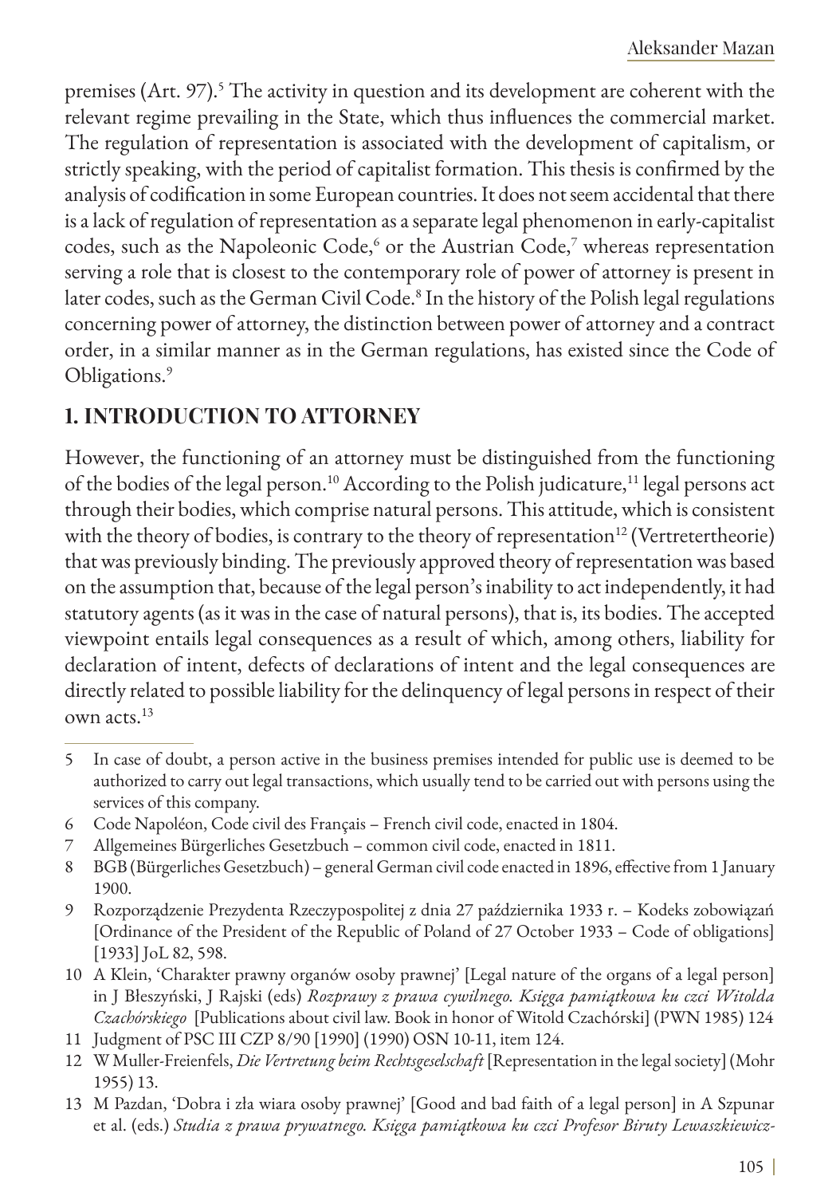premises (Art. 97).[5] The activity in question and its development are coherent with the relevant regime prevailing in the State, which thus influences the commercial market. The regulation of representation is associated with the development of capitalism, or strictly speaking, with the period of capitalist formation. This thesis is confirmed by the analysis of codification in some European countries. It does not seem accidental that there is a lack of regulation of representation as a separate legal phenomenon in early-capitalist codes, such as the Napoleonic Code,[6] or the Austrian Code,[7] whereas representation serving a role that is closest to the contemporary role of power of attorney is present in later codes, such as the German Civil Code.[8] In the history of the Polish legal regulations concerning power of attorney, the distinction between power of attorney and a contract order, in a similar manner as in the German regulations, has existed since the Code of Obligations.[9]

## 1. INTRODUCTION TO ATTORNEY

However, the functioning of an attorney must be distinguished from the functioning of the bodies of the legal person.[10] According to the Polish judicature,[11] legal persons act through their bodies, which comprise natural persons. This attitude, which is consistent with the theory of bodies, is contrary to the theory of representation[12] (Vertretertheorie) that was previously binding. The previously approved theory of representation was based on the assumption that, because of the legal person's inability to act independently, it had statutory agents (as it was in the case of natural persons), that is, its bodies. The accepted viewpoint entails legal consequences as a result of which, among others, liability for declaration of intent, defects of declarations of intent and the legal consequences are directly related to possible liability for the delinquency of legal persons in respect of their own acts.[13]

---

5 In case of doubt, a person active in the business premises intended for public use is deemed to be authorized to carry out legal transactions, which usually tend to be carried out with persons using the services of this company.

6 Code Napoléon, Code civil des Français – French civil code, enacted in 1804.

7 Allgemeines Bürgerliches Gesetzbuch – common civil code, enacted in 1811.

8 BGB (Bürgerliches Gesetzbuch) – general German civil code enacted in 1896, effective from 1 January 1900.

9 Rozporządzenie Prezydenta Rzeczypospolitej z dnia 27 października 1933 r. – Kodeks zobowiązań [Ordinance of the President of the Republic of Poland of 27 October 1933 – Code of obligations] [1933] JoL 82, 598.

10 A Klein, 'Charakter prawny organów osoby prawnej' [Legal nature of the organs of a legal person] in J Błeszyński, J Rajski (eds) *Rozprawy z prawa cywilnego. Księga pamiątkowa ku czci Witolda Czachórskiego* [Publications about civil law. Book in honor of Witold Czachórski] (PWN 1985) 124

11 Judgment of PSC III CZP 8/90 [1990] (1990) OSN 10-11, item 124.

12 W Muller-Freienfels, *Die Vertretung beim Rechtsgeselschaft* [Representation in the legal society] (Mohr 1955) 13.

13 M Pazdan, 'Dobra i zła wiara osoby prawnej' [Good and bad faith of a legal person] in A Szpunar et al. (eds.) *Studia z prawa prywatnego. Księga pamiątkowa ku czci Profesor Biruty Lewaszkiewicz-*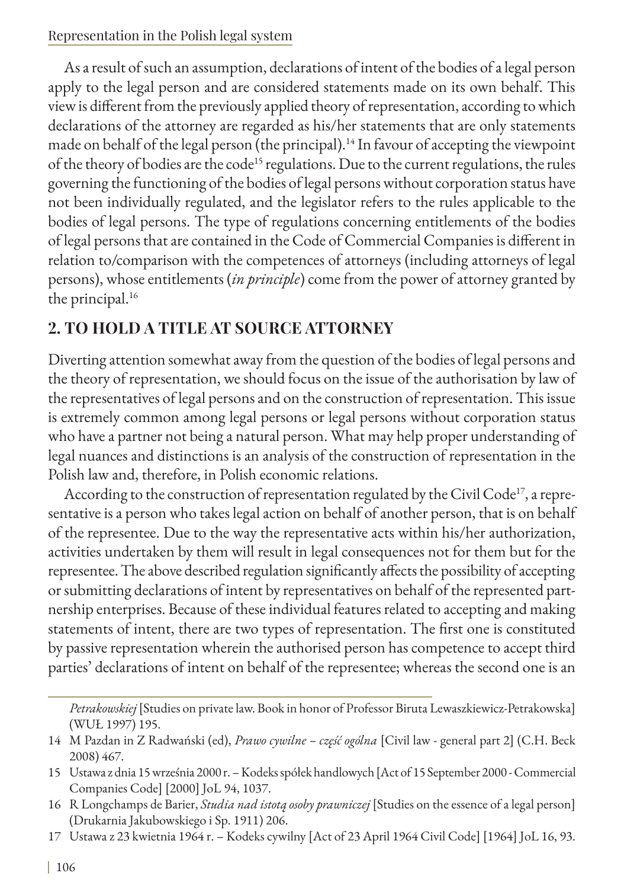As a result of such an assumption, declarations of intent of the bodies of a legal person apply to the legal person and are considered statements made on its own behalf. This view is different from the previously applied theory of representation, according to which declarations of the attorney are regarded as his/her statements that are only statements made on behalf of the legal person (the principal).[14] In favour of accepting the viewpoint of the theory of bodies are the code[15] regulations. Due to the current regulations, the rules governing the functioning of the bodies of legal persons without corporation status have not been individually regulated, and the legislator refers to the rules applicable to the bodies of legal persons. The type of regulations concerning entitlements of the bodies of legal persons that are contained in the Code of Commercial Companies is different in relation to/comparison with the competences of attorneys (including attorneys of legal persons), whose entitlements (*in principle*) come from the power of attorney granted by the principal.[16]

## 2. TO HOLD A TITLE AT SOURCE ATTORNEY

Diverting attention somewhat away from the question of the bodies of legal persons and the theory of representation, we should focus on the issue of the authorisation by law of the representatives of legal persons and on the construction of representation. This issue is extremely common among legal persons or legal persons without corporation status who have a partner not being a natural person. What may help proper understanding of legal nuances and distinctions is an analysis of the construction of representation in the Polish law and, therefore, in Polish economic relations.

According to the construction of representation regulated by the Civil Code[17], a representative is a person who takes legal action on behalf of another person, that is on behalf of the representee. Due to the way the representative acts within his/her authorization, activities undertaken by them will result in legal consequences not for them but for the representee. The above described regulation significantly affects the possibility of accepting or submitting declarations of intent by representatives on behalf of the represented partnership enterprises. Because of these individual features related to accepting and making statements of intent, there are two types of representation. The first one is constituted by passive representation wherein the authorised person has competence to accept third parties' declarations of intent on behalf of the representee; whereas the second one is an

---

*Petrakowskiej* [Studies on private law. Book in honor of Professor Biruta Lewaszkiewicz-Petrakowska] (WUŁ 1997) 195.

14 M Pazdan in Z Radwański (ed), *Prawo cywilne – część ogólna* [Civil law - general part 2] (C.H. Beck 2008) 467.

15 Ustawa z dnia 15 września 2000 r. – Kodeks spółek handlowych [Act of 15 September 2000 - Commercial Companies Code] [2000] JoL 94, 1037.

16 R Longchamps de Barier, *Studia nad istotą osoby prawniczej* [Studies on the essence of a legal person] (Drukarnia Jakubowskiego i Sp. 1911) 206.

17 Ustawa z 23 kwietnia 1964 r. – Kodeks cywilny [Act of 23 April 1964 Civil Code] [1964] JoL 16, 93.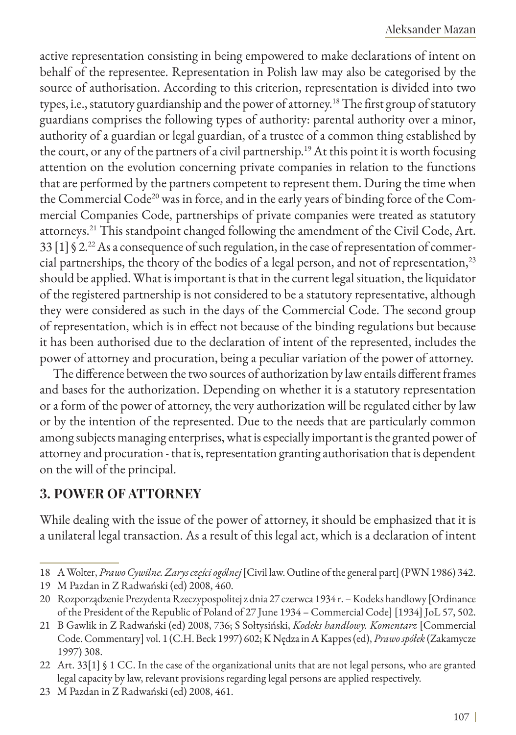active representation consisting in being empowered to make declarations of intent on behalf of the representee. Representation in Polish law may also be categorised by the source of authorisation. According to this criterion, representation is divided into two types, i.e., statutory guardianship and the power of attorney.[18] The first group of statutory guardians comprises the following types of authority: parental authority over a minor, authority of a guardian or legal guardian, of a trustee of a common thing established by the court, or any of the partners of a civil partnership.[19] At this point it is worth focusing attention on the evolution concerning private companies in relation to the functions that are performed by the partners competent to represent them. During the time when the Commercial Code[20] was in force, and in the early years of binding force of the Commercial Companies Code, partnerships of private companies were treated as statutory attorneys.[21] This standpoint changed following the amendment of the Civil Code, Art. 33 [1] § 2.[22] As a consequence of such regulation, in the case of representation of commercial partnerships, the theory of the bodies of a legal person, and not of representation,[23] should be applied. What is important is that in the current legal situation, the liquidator of the registered partnership is not considered to be a statutory representative, although they were considered as such in the days of the Commercial Code. The second group of representation, which is in effect not because of the binding regulations but because it has been authorised due to the declaration of intent of the represented, includes the power of attorney and procuration, being a peculiar variation of the power of attorney.

The difference between the two sources of authorization by law entails different frames and bases for the authorization. Depending on whether it is a statutory representation or a form of the power of attorney, the very authorization will be regulated either by law or by the intention of the represented. Due to the needs that are particularly common among subjects managing enterprises, what is especially important is the granted power of attorney and procuration - that is, representation granting authorisation that is dependent on the will of the principal.

## 3. POWER OF ATTORNEY

While dealing with the issue of the power of attorney, it should be emphasized that it is a unilateral legal transaction. As a result of this legal act, which is a declaration of intent

---

18 A Wolter, *Prawo Cywilne. Zarys części ogólnej* [Civil law. Outline of the general part] (PWN 1986) 342.

19 M Pazdan in Z Radwański (ed) 2008, 460.

20 Rozporządzenie Prezydenta Rzeczypospolitej z dnia 27 czerwca 1934 r. – Kodeks handlowy [Ordinance of the President of the Republic of Poland of 27 June 1934 – Commercial Code] [1934] JoL 57, 502.

21 B Gawlik in Z Radwański (ed) 2008, 736; S Sołtysiński, *Kodeks handlowy. Komentarz* [Commercial Code. Commentary] vol. 1 (C.H. Beck 1997) 602; K Nędza in A Kappes (ed), *Prawo spółek* (Zakamycze 1997) 308.

22 Art. 33[1] § 1 CC. In the case of the organizational units that are not legal persons, who are granted legal capacity by law, relevant provisions regarding legal persons are applied respectively.

23 M Pazdan in Z Radwański (ed) 2008, 461.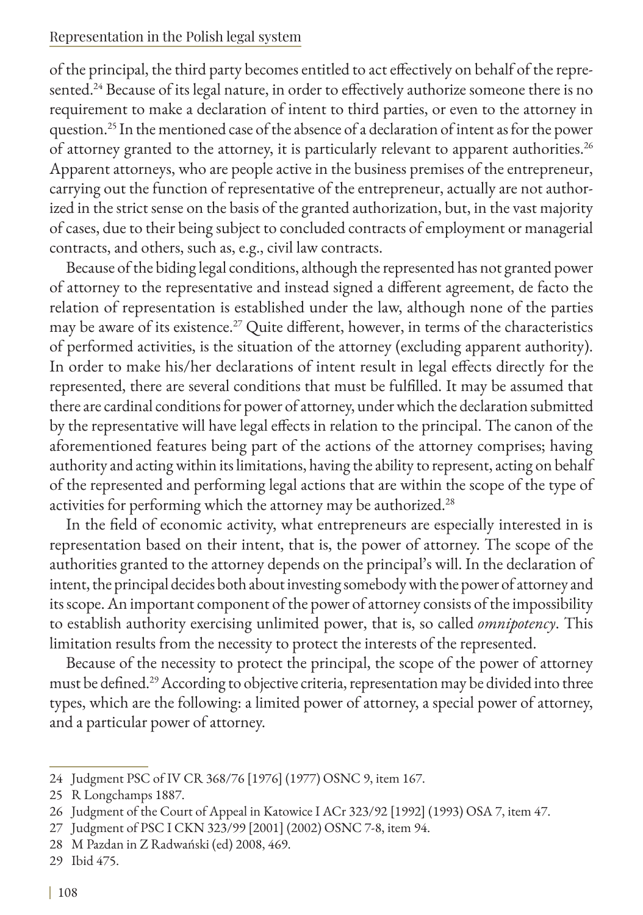of the principal, the third party becomes entitled to act effectively on behalf of the represented.[24] Because of its legal nature, in order to effectively authorize someone there is no requirement to make a declaration of intent to third parties, or even to the attorney in question.[25] In the mentioned case of the absence of a declaration of intent as for the power of attorney granted to the attorney, it is particularly relevant to apparent authorities.[26] Apparent attorneys, who are people active in the business premises of the entrepreneur, carrying out the function of representative of the entrepreneur, actually are not authorized in the strict sense on the basis of the granted authorization, but, in the vast majority of cases, due to their being subject to concluded contracts of employment or managerial contracts, and others, such as, e.g., civil law contracts.

Because of the biding legal conditions, although the represented has not granted power of attorney to the representative and instead signed a different agreement, de facto the relation of representation is established under the law, although none of the parties may be aware of its existence.[27] Quite different, however, in terms of the characteristics of performed activities, is the situation of the attorney (excluding apparent authority). In order to make his/her declarations of intent result in legal effects directly for the represented, there are several conditions that must be fulfilled. It may be assumed that there are cardinal conditions for power of attorney, under which the declaration submitted by the representative will have legal effects in relation to the principal. The canon of the aforementioned features being part of the actions of the attorney comprises; having authority and acting within its limitations, having the ability to represent, acting on behalf of the represented and performing legal actions that are within the scope of the type of activities for performing which the attorney may be authorized.[28]

In the field of economic activity, what entrepreneurs are especially interested in is representation based on their intent, that is, the power of attorney. The scope of the authorities granted to the attorney depends on the principal's will. In the declaration of intent, the principal decides both about investing somebody with the power of attorney and its scope. An important component of the power of attorney consists of the impossibility to establish authority exercising unlimited power, that is, so called *omnipotency*. This limitation results from the necessity to protect the interests of the represented.

Because of the necessity to protect the principal, the scope of the power of attorney must be defined.[29] According to objective criteria, representation may be divided into three types, which are the following: a limited power of attorney, a special power of attorney, and a particular power of attorney.

---

24 Judgment PSC of IV CR 368/76 [1976] (1977) OSNC 9, item 167.

25 R Longchamps 1887.

26 Judgment of the Court of Appeal in Katowice I ACr 323/92 [1992] (1993) OSA 7, item 47.

27 Judgment of PSC I CKN 323/99 [2001] (2002) OSNC 7-8, item 94.

28 M Pazdan in Z Radwański (ed) 2008, 469.

29 Ibid 475.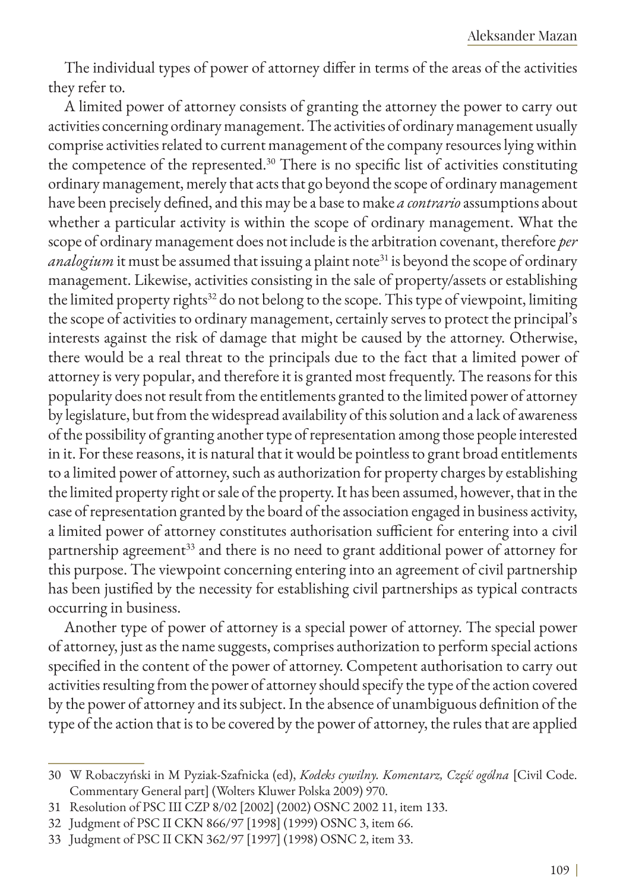The individual types of power of attorney differ in terms of the areas of the activities they refer to.

A limited power of attorney consists of granting the attorney the power to carry out activities concerning ordinary management. The activities of ordinary management usually comprise activities related to current management of the company resources lying within the competence of the represented.[30] There is no specific list of activities constituting ordinary management, merely that acts that go beyond the scope of ordinary management have been precisely defined, and this may be a base to make *a contrario* assumptions about whether a particular activity is within the scope of ordinary management. What the scope of ordinary management does not include is the arbitration covenant, therefore *per analogium* it must be assumed that issuing a plaint note[31] is beyond the scope of ordinary management. Likewise, activities consisting in the sale of property/assets or establishing the limited property rights[32] do not belong to the scope. This type of viewpoint, limiting the scope of activities to ordinary management, certainly serves to protect the principal's interests against the risk of damage that might be caused by the attorney. Otherwise, there would be a real threat to the principals due to the fact that a limited power of attorney is very popular, and therefore it is granted most frequently. The reasons for this popularity does not result from the entitlements granted to the limited power of attorney by legislature, but from the widespread availability of this solution and a lack of awareness of the possibility of granting another type of representation among those people interested in it. For these reasons, it is natural that it would be pointless to grant broad entitlements to a limited power of attorney, such as authorization for property charges by establishing the limited property right or sale of the property. It has been assumed, however, that in the case of representation granted by the board of the association engaged in business activity, a limited power of attorney constitutes authorisation sufficient for entering into a civil partnership agreement[33] and there is no need to grant additional power of attorney for this purpose. The viewpoint concerning entering into an agreement of civil partnership has been justified by the necessity for establishing civil partnerships as typical contracts occurring in business.

Another type of power of attorney is a special power of attorney. The special power of attorney, just as the name suggests, comprises authorization to perform special actions specified in the content of the power of attorney. Competent authorisation to carry out activities resulting from the power of attorney should specify the type of the action covered by the power of attorney and its subject. In the absence of unambiguous definition of the type of the action that is to be covered by the power of attorney, the rules that are applied

---

30 W Robaczyński in M Pyziak-Szafnicka (ed), *Kodeks cywilny. Komentarz, Część ogólna* [Civil Code. Commentary General part] (Wolters Kluwer Polska 2009) 970.

31 Resolution of PSC III CZP 8/02 [2002] (2002) OSNC 2002 11, item 133.

32 Judgment of PSC II CKN 866/97 [1998] (1999) OSNC 3, item 66.

33 Judgment of PSC II CKN 362/97 [1997] (1998) OSNC 2, item 33.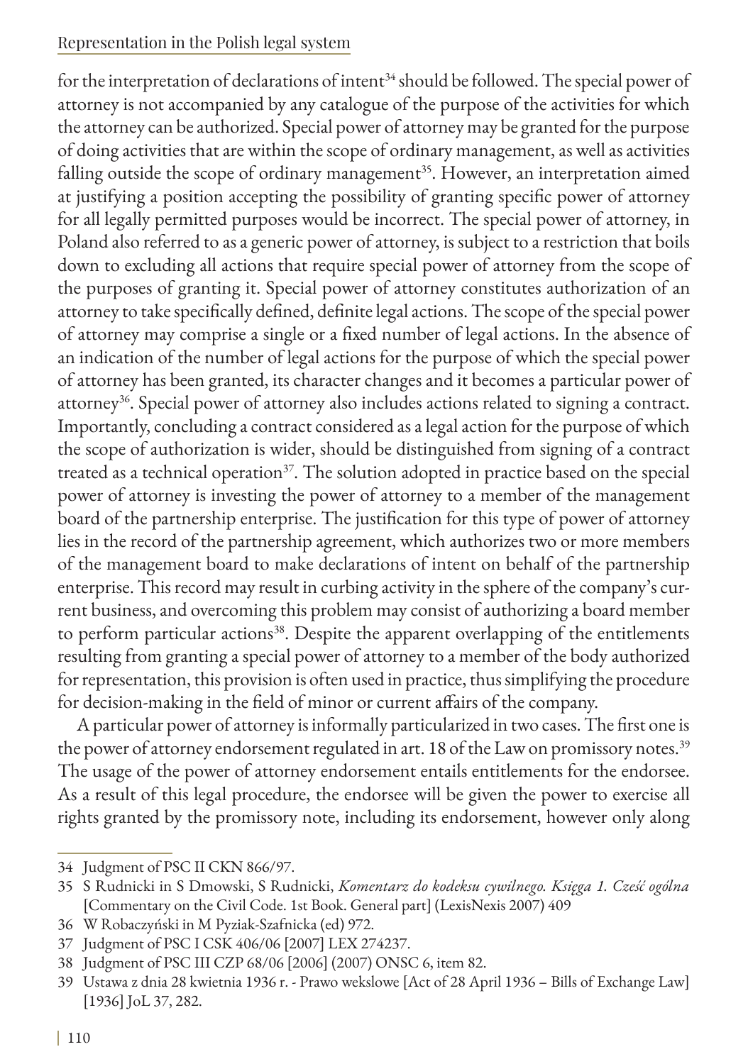for the interpretation of declarations of intent[34] should be followed. The special power of attorney is not accompanied by any catalogue of the purpose of the activities for which the attorney can be authorized. Special power of attorney may be granted for the purpose of doing activities that are within the scope of ordinary management, as well as activities falling outside the scope of ordinary management[35]. However, an interpretation aimed at justifying a position accepting the possibility of granting specific power of attorney for all legally permitted purposes would be incorrect. The special power of attorney, in Poland also referred to as a generic power of attorney, is subject to a restriction that boils down to excluding all actions that require special power of attorney from the scope of the purposes of granting it. Special power of attorney constitutes authorization of an attorney to take specifically defined, definite legal actions. The scope of the special power of attorney may comprise a single or a fixed number of legal actions. In the absence of an indication of the number of legal actions for the purpose of which the special power of attorney has been granted, its character changes and it becomes a particular power of attorney[36]. Special power of attorney also includes actions related to signing a contract. Importantly, concluding a contract considered as a legal action for the purpose of which the scope of authorization is wider, should be distinguished from signing of a contract treated as a technical operation[37]. The solution adopted in practice based on the special power of attorney is investing the power of attorney to a member of the management board of the partnership enterprise. The justification for this type of power of attorney lies in the record of the partnership agreement, which authorizes two or more members of the management board to make declarations of intent on behalf of the partnership enterprise. This record may result in curbing activity in the sphere of the company's current business, and overcoming this problem may consist of authorizing a board member to perform particular actions[38]. Despite the apparent overlapping of the entitlements resulting from granting a special power of attorney to a member of the body authorized for representation, this provision is often used in practice, thus simplifying the procedure for decision-making in the field of minor or current affairs of the company.

A particular power of attorney is informally particularized in two cases. The first one is the power of attorney endorsement regulated in art. 18 of the Law on promissory notes.[39] The usage of the power of attorney endorsement entails entitlements for the endorsee. As a result of this legal procedure, the endorsee will be given the power to exercise all rights granted by the promissory note, including its endorsement, however only along

---

34 Judgment of PSC II CKN 866/97.

35 S Rudnicki in S Dmowski, S Rudnicki, *Komentarz do kodeksu cywilnego. Księga 1. Cześć ogólna* [Commentary on the Civil Code. 1st Book. General part] (LexisNexis 2007) 409

36 W Robaczyński in M Pyziak-Szafnicka (ed) 972.

37 Judgment of PSC I CSK 406/06 [2007] LEX 274237.

38 Judgment of PSC III CZP 68/06 [2006] (2007) ONSC 6, item 82.

39 Ustawa z dnia 28 kwietnia 1936 r. - Prawo wekslowe [Act of 28 April 1936 – Bills of Exchange Law] [1936] JoL 37, 282.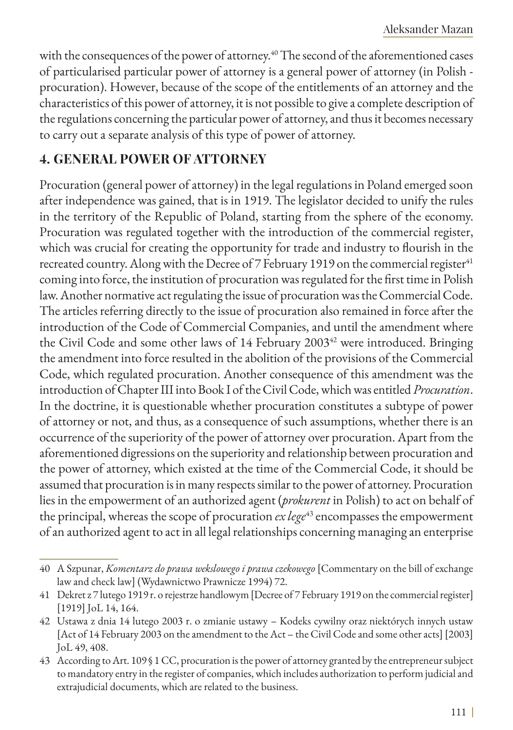with the consequences of the power of attorney.[40] The second of the aforementioned cases of particularised particular power of attorney is a general power of attorney (in Polish - procuration). However, because of the scope of the entitlements of an attorney and the characteristics of this power of attorney, it is not possible to give a complete description of the regulations concerning the particular power of attorney, and thus it becomes necessary to carry out a separate analysis of this type of power of attorney.

## 4. GENERAL POWER OF ATTORNEY

Procuration (general power of attorney) in the legal regulations in Poland emerged soon after independence was gained, that is in 1919. The legislator decided to unify the rules in the territory of the Republic of Poland, starting from the sphere of the economy. Procuration was regulated together with the introduction of the commercial register, which was crucial for creating the opportunity for trade and industry to flourish in the recreated country. Along with the Decree of 7 February 1919 on the commercial register[41] coming into force, the institution of procuration was regulated for the first time in Polish law. Another normative act regulating the issue of procuration was the Commercial Code. The articles referring directly to the issue of procuration also remained in force after the introduction of the Code of Commercial Companies, and until the amendment where the Civil Code and some other laws of 14 February 2003[42] were introduced. Bringing the amendment into force resulted in the abolition of the provisions of the Commercial Code, which regulated procuration. Another consequence of this amendment was the introduction of Chapter III into Book I of the Civil Code, which was entitled *Procuration*. In the doctrine, it is questionable whether procuration constitutes a subtype of power of attorney or not, and thus, as a consequence of such assumptions, whether there is an occurrence of the superiority of the power of attorney over procuration. Apart from the aforementioned digressions on the superiority and relationship between procuration and the power of attorney, which existed at the time of the Commercial Code, it should be assumed that procuration is in many respects similar to the power of attorney. Procuration lies in the empowerment of an authorized agent (*prokurent* in Polish) to act on behalf of the principal, whereas the scope of procuration *ex lege*[43] encompasses the empowerment of an authorized agent to act in all legal relationships concerning managing an enterprise

---

40 A Szpunar, *Komentarz do prawa wekslowego i prawa czekowego* [Commentary on the bill of exchange law and check law] (Wydawnictwo Prawnicze 1994) 72.

41 Dekret z 7 lutego 1919 r. o rejestrze handlowym [Decree of 7 February 1919 on the commercial register] [1919] JoL 14, 164.

42 Ustawa z dnia 14 lutego 2003 r. o zmianie ustawy – Kodeks cywilny oraz niektórych innych ustaw [Act of 14 February 2003 on the amendment to the Act – the Civil Code and some other acts] [2003] JoL 49, 408.

43 According to Art. 109 § 1 CC, procuration is the power of attorney granted by the entrepreneur subject to mandatory entry in the register of companies, which includes authorization to perform judicial and extrajudicial documents, which are related to the business.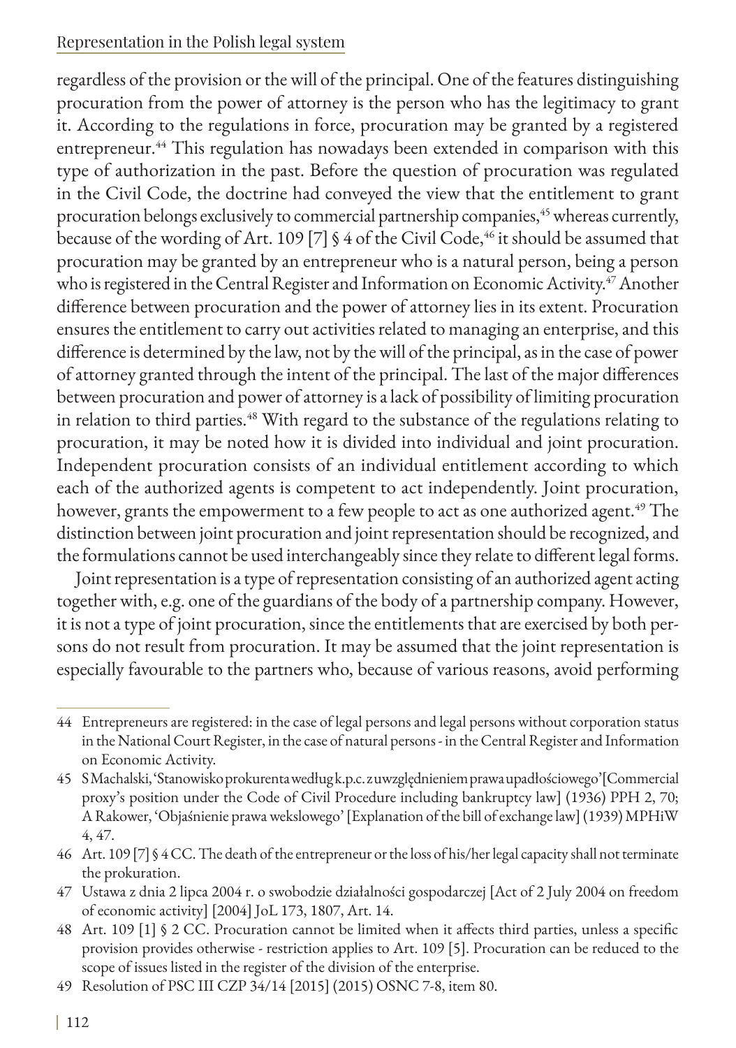regardless of the provision or the will of the principal. One of the features distinguishing procuration from the power of attorney is the person who has the legitimacy to grant it. According to the regulations in force, procuration may be granted by a registered entrepreneur.[44] This regulation has nowadays been extended in comparison with this type of authorization in the past. Before the question of procuration was regulated in the Civil Code, the doctrine had conveyed the view that the entitlement to grant procuration belongs exclusively to commercial partnership companies,[45] whereas currently, because of the wording of Art. 109 [7] § 4 of the Civil Code,[46] it should be assumed that procuration may be granted by an entrepreneur who is a natural person, being a person who is registered in the Central Register and Information on Economic Activity.[47] Another difference between procuration and the power of attorney lies in its extent. Procuration ensures the entitlement to carry out activities related to managing an enterprise, and this difference is determined by the law, not by the will of the principal, as in the case of power of attorney granted through the intent of the principal. The last of the major differences between procuration and power of attorney is a lack of possibility of limiting procuration in relation to third parties.[48] With regard to the substance of the regulations relating to procuration, it may be noted how it is divided into individual and joint procuration. Independent procuration consists of an individual entitlement according to which each of the authorized agents is competent to act independently. Joint procuration, however, grants the empowerment to a few people to act as one authorized agent.[49] The distinction between joint procuration and joint representation should be recognized, and the formulations cannot be used interchangeably since they relate to different legal forms.

Joint representation is a type of representation consisting of an authorized agent acting together with, e.g. one of the guardians of the body of a partnership company. However, it is not a type of joint procuration, since the entitlements that are exercised by both persons do not result from procuration. It may be assumed that the joint representation is especially favourable to the partners who, because of various reasons, avoid performing

---

44 Entrepreneurs are registered: in the case of legal persons and legal persons without corporation status in the National Court Register, in the case of natural persons - in the Central Register and Information on Economic Activity.

45 S Machalski, 'Stanowisko prokurenta według k.p.c. z uwzględnieniem prawa upadłościowego' [Commercial proxy's position under the Code of Civil Procedure including bankruptcy law] (1936) PPH 2, 70; A Rakower, 'Objaśnienie prawa wekslowego' [Explanation of the bill of exchange law] (1939) MPHiW 4, 47.

46 Art. 109 [7] § 4 CC. The death of the entrepreneur or the loss of his/her legal capacity shall not terminate the prokuration.

47 Ustawa z dnia 2 lipca 2004 r. o swobodzie działalności gospodarczej [Act of 2 July 2004 on freedom of economic activity] [2004] JoL 173, 1807, Art. 14.

48 Art. 109 [1] § 2 CC. Procuration cannot be limited when it affects third parties, unless a specific provision provides otherwise - restriction applies to Art. 109 [5]. Procuration can be reduced to the scope of issues listed in the register of the division of the enterprise.

49 Resolution of PSC III CZP 34/14 [2015] (2015) OSNC 7-8, item 80.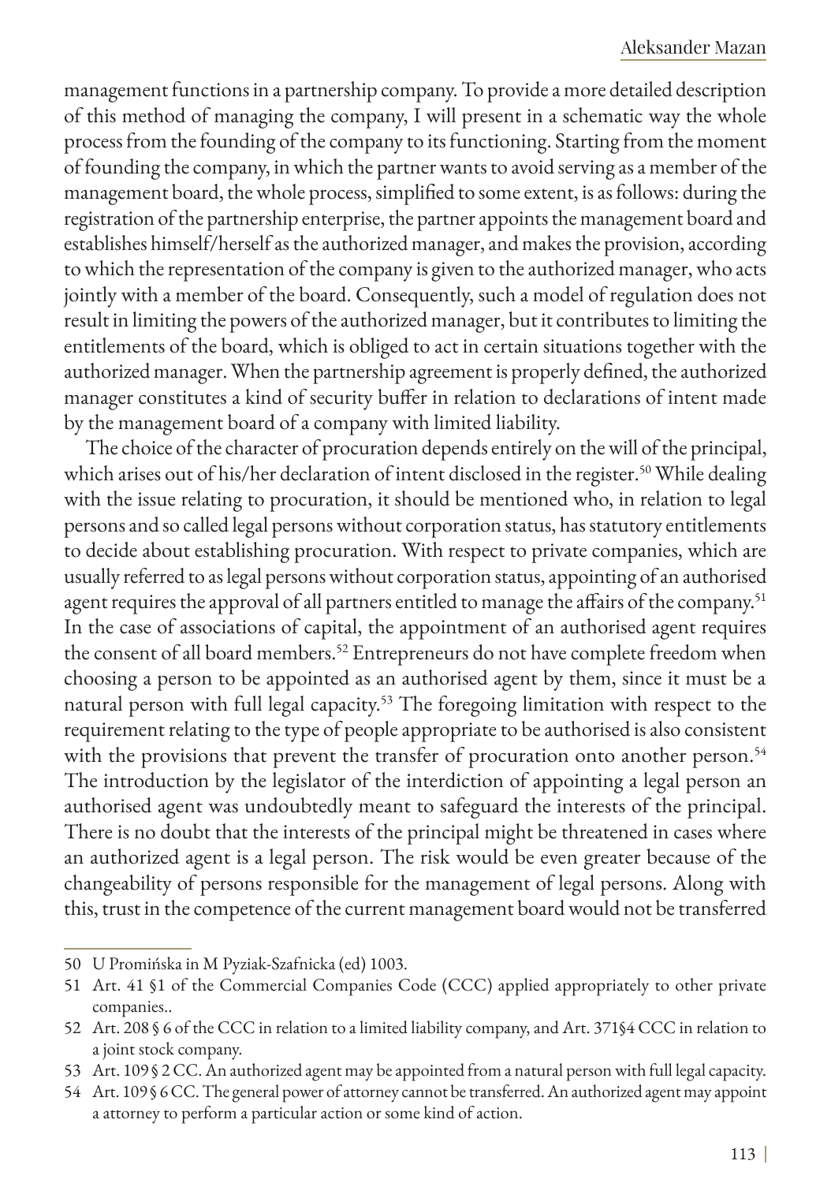management functions in a partnership company. To provide a more detailed description of this method of managing the company, I will present in a schematic way the whole process from the founding of the company to its functioning. Starting from the moment of founding the company, in which the partner wants to avoid serving as a member of the management board, the whole process, simplified to some extent, is as follows: during the registration of the partnership enterprise, the partner appoints the management board and establishes himself/herself as the authorized manager, and makes the provision, according to which the representation of the company is given to the authorized manager, who acts jointly with a member of the board. Consequently, such a model of regulation does not result in limiting the powers of the authorized manager, but it contributes to limiting the entitlements of the board, which is obliged to act in certain situations together with the authorized manager. When the partnership agreement is properly defined, the authorized manager constitutes a kind of security buffer in relation to declarations of intent made by the management board of a company with limited liability.

The choice of the character of procuration depends entirely on the will of the principal, which arises out of his/her declaration of intent disclosed in the register.[50] While dealing with the issue relating to procuration, it should be mentioned who, in relation to legal persons and so called legal persons without corporation status, has statutory entitlements to decide about establishing procuration. With respect to private companies, which are usually referred to as legal persons without corporation status, appointing of an authorised agent requires the approval of all partners entitled to manage the affairs of the company.[51] In the case of associations of capital, the appointment of an authorised agent requires the consent of all board members.[52] Entrepreneurs do not have complete freedom when choosing a person to be appointed as an authorised agent by them, since it must be a natural person with full legal capacity.[53] The foregoing limitation with respect to the requirement relating to the type of people appropriate to be authorised is also consistent with the provisions that prevent the transfer of procuration onto another person.[54] The introduction by the legislator of the interdiction of appointing a legal person an authorised agent was undoubtedly meant to safeguard the interests of the principal. There is no doubt that the interests of the principal might be threatened in cases where an authorized agent is a legal person. The risk would be even greater because of the changeability of persons responsible for the management of legal persons. Along with this, trust in the competence of the current management board would not be transferred

---

50 U Promińska in M Pyziak-Szafnicka (ed) 1003.

51 Art. 41 §1 of the Commercial Companies Code (CCC) applied appropriately to other private companies..

52 Art. 208 § 6 of the CCC in relation to a limited liability company, and Art. 371§4 CCC in relation to a joint stock company.

53 Art. 109 § 2 CC. An authorized agent may be appointed from a natural person with full legal capacity.

54 Art. 109 § 6 CC. The general power of attorney cannot be transferred. An authorized agent may appoint a attorney to perform a particular action or some kind of action.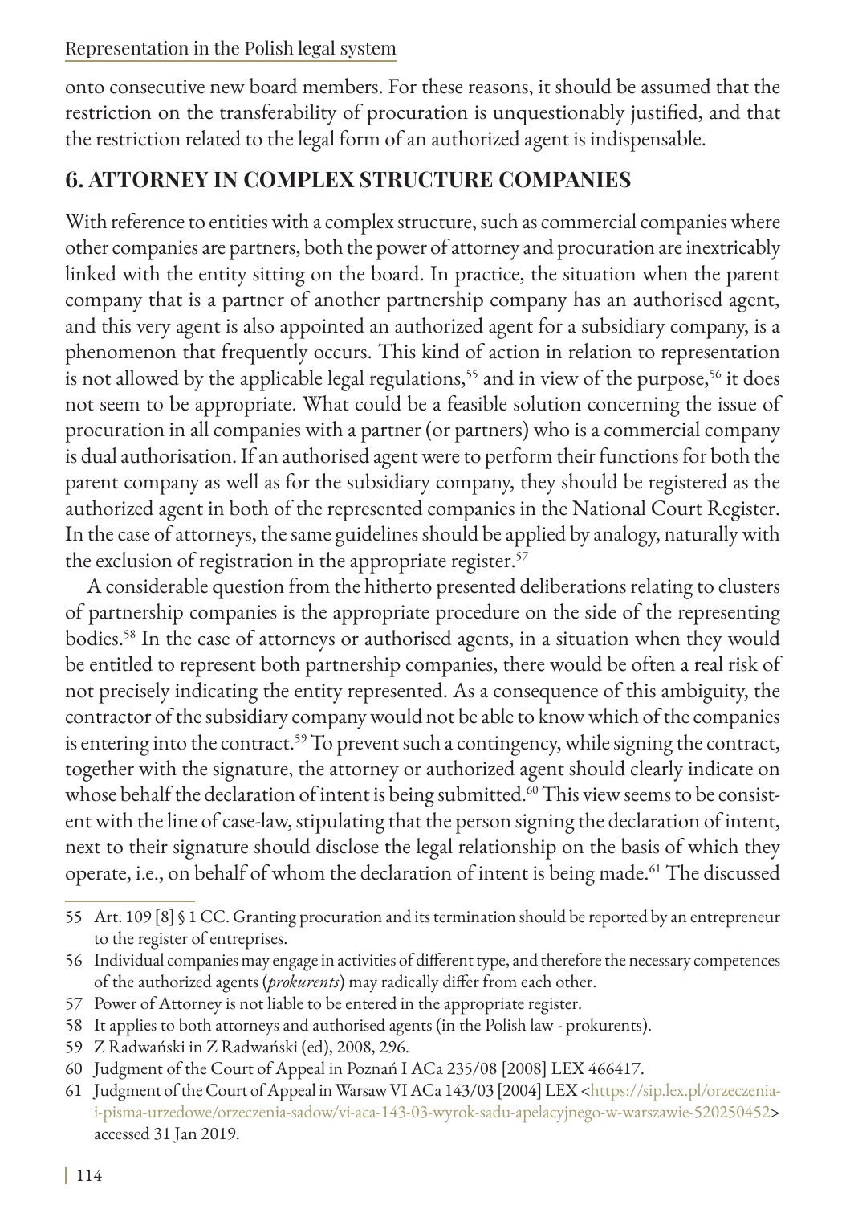onto consecutive new board members. For these reasons, it should be assumed that the restriction on the transferability of procuration is unquestionably justified, and that the restriction related to the legal form of an authorized agent is indispensable.

## 6. ATTORNEY IN COMPLEX STRUCTURE COMPANIES

With reference to entities with a complex structure, such as commercial companies where other companies are partners, both the power of attorney and procuration are inextricably linked with the entity sitting on the board. In practice, the situation when the parent company that is a partner of another partnership company has an authorised agent, and this very agent is also appointed an authorized agent for a subsidiary company, is a phenomenon that frequently occurs. This kind of action in relation to representation is not allowed by the applicable legal regulations,[55] and in view of the purpose,[56] it does not seem to be appropriate. What could be a feasible solution concerning the issue of procuration in all companies with a partner (or partners) who is a commercial company is dual authorisation. If an authorised agent were to perform their functions for both the parent company as well as for the subsidiary company, they should be registered as the authorized agent in both of the represented companies in the National Court Register. In the case of attorneys, the same guidelines should be applied by analogy, naturally with the exclusion of registration in the appropriate register.[57]

A considerable question from the hitherto presented deliberations relating to clusters of partnership companies is the appropriate procedure on the side of the representing bodies.[58] In the case of attorneys or authorised agents, in a situation when they would be entitled to represent both partnership companies, there would be often a real risk of not precisely indicating the entity represented. As a consequence of this ambiguity, the contractor of the subsidiary company would not be able to know which of the companies is entering into the contract.[59] To prevent such a contingency, while signing the contract, together with the signature, the attorney or authorized agent should clearly indicate on whose behalf the declaration of intent is being submitted.[60] This view seems to be consistent with the line of case-law, stipulating that the person signing the declaration of intent, next to their signature should disclose the legal relationship on the basis of which they operate, i.e., on behalf of whom the declaration of intent is being made.[61] The discussed

---

55 Art. 109 [8] § 1 CC. Granting procuration and its termination should be reported by an entrepreneur to the register of entreprises.

56 Individual companies may engage in activities of different type, and therefore the necessary competences of the authorized agents (*prokurents*) may radically differ from each other.

57 Power of Attorney is not liable to be entered in the appropriate register.

58 It applies to both attorneys and authorised agents (in the Polish law - prokurents).

59 Z Radwański in Z Radwański (ed), 2008, 296.

60 Judgment of the Court of Appeal in Poznań I ACa 235/08 [2008] LEX 466417.

61 Judgment of the Court of Appeal in Warsaw VI ACa 143/03 [2004] LEX <https://sip.lex.pl/orzeczenia-i-pisma-urzedowe/orzeczenia-sadow/vi-aca-143-03-wyrok-sadu-apelacyjnego-w-warszawie-520250452> accessed 31 Jan 2019.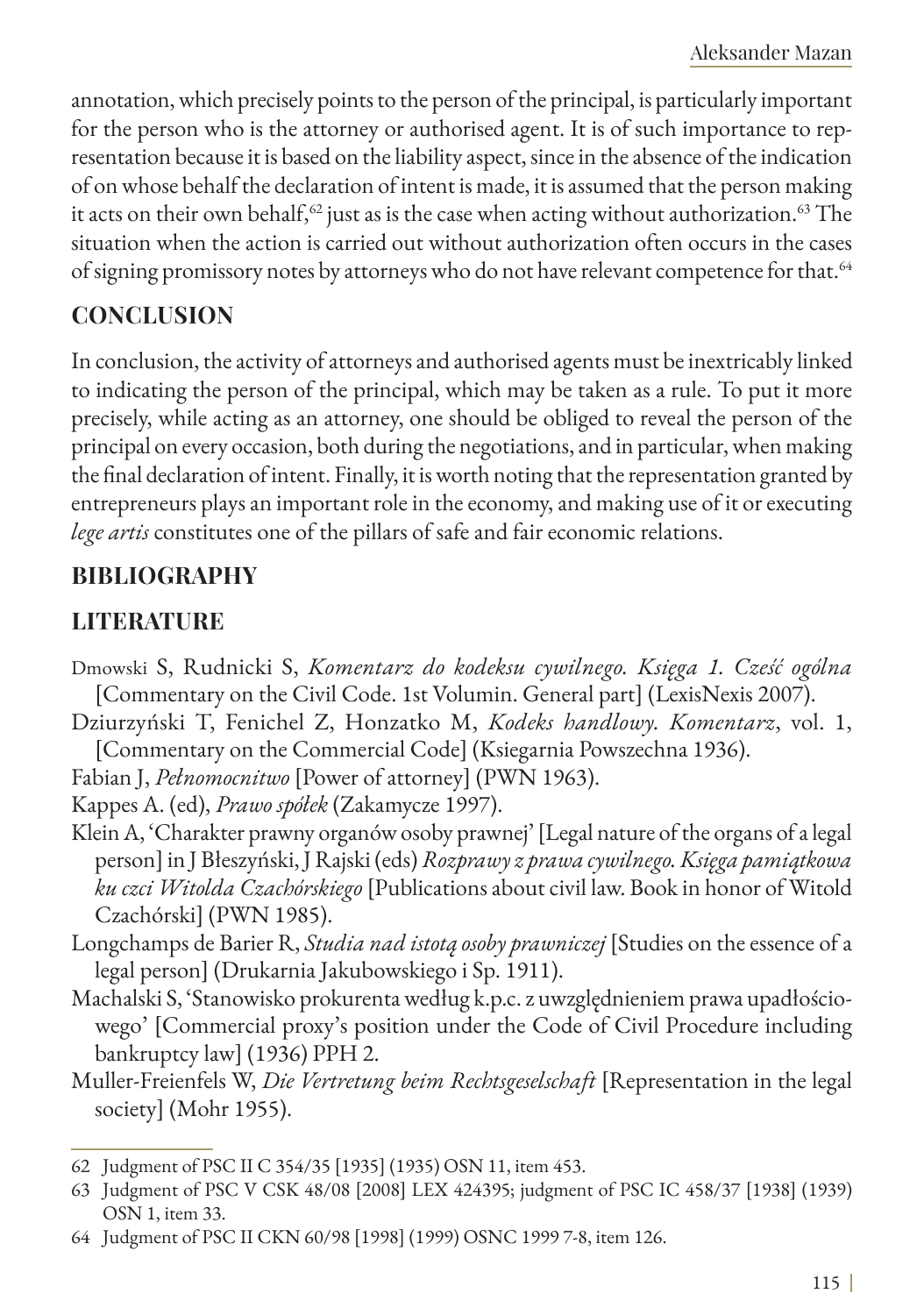annotation, which precisely points to the person of the principal, is particularly important for the person who is the attorney or authorised agent. It is of such importance to representation because it is based on the liability aspect, since in the absence of the indication of on whose behalf the declaration of intent is made, it is assumed that the person making it acts on their own behalf,[62] just as is the case when acting without authorization.[63] The situation when the action is carried out without authorization often occurs in the cases of signing promissory notes by attorneys who do not have relevant competence for that.[64]

## CONCLUSION

In conclusion, the activity of attorneys and authorised agents must be inextricably linked to indicating the person of the principal, which may be taken as a rule. To put it more precisely, while acting as an attorney, one should be obliged to reveal the person of the principal on every occasion, both during the negotiations, and in particular, when making the final declaration of intent. Finally, it is worth noting that the representation granted by entrepreneurs plays an important role in the economy, and making use of it or executing *lege artis* constitutes one of the pillars of safe and fair economic relations.

## BIBLIOGRAPHY

## LITERATURE

Dmowski S, Rudnicki S, *Komentarz do kodeksu cywilnego. Księga 1. Cześć ogólna* [Commentary on the Civil Code. 1st Volumin. General part] (LexisNexis 2007).

Dziurzyński T, Fenichel Z, Honzatko M, *Kodeks handlowy. Komentarz*, vol. 1, [Commentary on the Commercial Code] (Ksiegarnia Powszechna 1936).

Fabian J, *Pełnomocnitwo* [Power of attorney] (PWN 1963).

Kappes A. (ed), *Prawo spółek* (Zakamycze 1997).

Klein A, 'Charakter prawny organów osoby prawnej' [Legal nature of the organs of a legal person] in J Błeszyński, J Rajski (eds) *Rozprawy z prawa cywilnego. Księga pamiątkowa ku czci Witolda Czachórskiego* [Publications about civil law. Book in honor of Witold Czachórski] (PWN 1985).

Longchamps de Barier R, *Studia nad istotą osoby prawniczej* [Studies on the essence of a legal person] (Drukarnia Jakubowskiego i Sp. 1911).

Machalski S, 'Stanowisko prokurenta według k.p.c. z uwzględnieniem prawa upadłościowego' [Commercial proxy's position under the Code of Civil Procedure including bankruptcy law] (1936) PPH 2.

Muller-Freienfels W, *Die Vertretung beim Rechtsgeselschaft* [Representation in the legal society] (Mohr 1955).

---

62 Judgment of PSC II C 354/35 [1935] (1935) OSN 11, item 453.

63 Judgment of PSC V CSK 48/08 [2008] LEX 424395; judgment of PSC IC 458/37 [1938] (1939) OSN 1, item 33.

64 Judgment of PSC II CKN 60/98 [1998] (1999) OSNC 1999 7-8, item 126.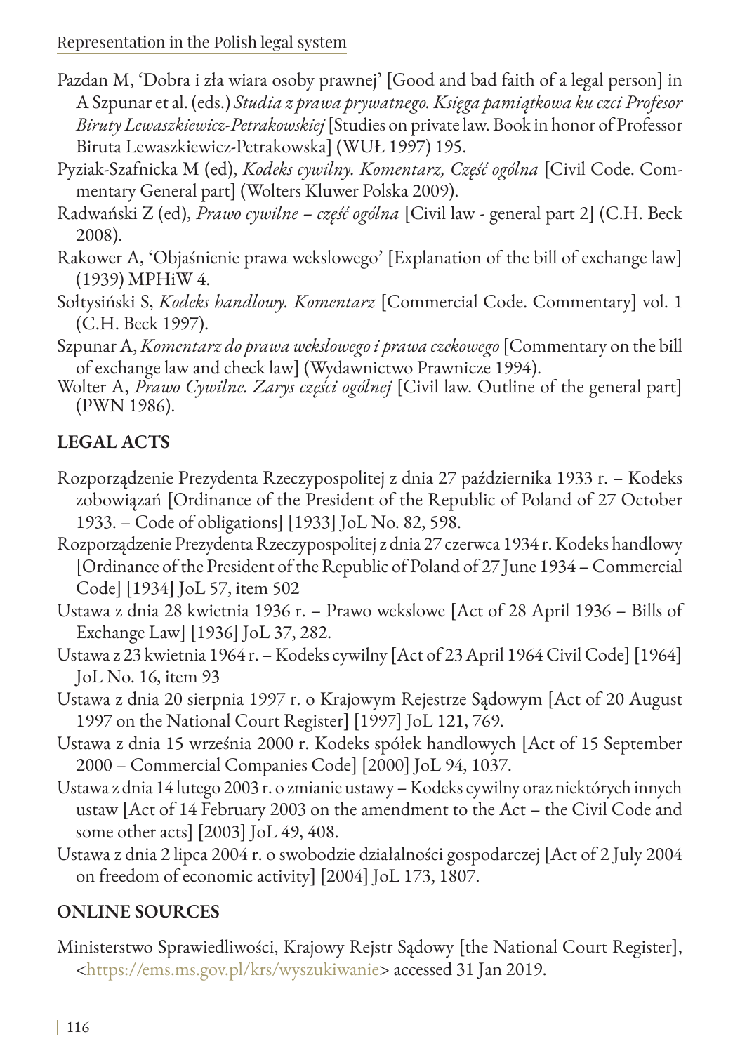Pazdan M, 'Dobra i zła wiara osoby prawnej' [Good and bad faith of a legal person] in A Szpunar et al. (eds.) *Studia z prawa prywatnego. Księga pamiątkowa ku czci Profesor Biruty Lewaszkiewicz-Petrakowskiej* [Studies on private law. Book in honor of Professor Biruta Lewaszkiewicz-Petrakowska] (WUŁ 1997) 195.

Pyziak-Szafnicka M (ed), *Kodeks cywilny. Komentarz, Część ogólna* [Civil Code. Commentary General part] (Wolters Kluwer Polska 2009).

Radwański Z (ed), *Prawo cywilne – część ogólna* [Civil law - general part 2] (C.H. Beck 2008).

Rakower A, 'Objaśnienie prawa wekslowego' [Explanation of the bill of exchange law] (1939) MPHiW 4.

Sołtysiński S, *Kodeks handlowy. Komentarz* [Commercial Code. Commentary] vol. 1 (C.H. Beck 1997).

Szpunar A, *Komentarz do prawa wekslowego i prawa czekowego* [Commentary on the bill of exchange law and check law] (Wydawnictwo Prawnicze 1994).

Wolter A, *Prawo Cywilne. Zarys części ogólnej* [Civil law. Outline of the general part] (PWN 1986).

## LEGAL ACTS

Rozporządzenie Prezydenta Rzeczypospolitej z dnia 27 października 1933 r. – Kodeks zobowiązań [Ordinance of the President of the Republic of Poland of 27 October 1933. – Code of obligations] [1933] JoL No. 82, 598.

Rozporządzenie Prezydenta Rzeczypospolitej z dnia 27 czerwca 1934 r. Kodeks handlowy [Ordinance of the President of the Republic of Poland of 27 June 1934 – Commercial Code] [1934] JoL 57, item 502

Ustawa z dnia 28 kwietnia 1936 r. – Prawo wekslowe [Act of 28 April 1936 – Bills of Exchange Law] [1936] JoL 37, 282.

Ustawa z 23 kwietnia 1964 r. – Kodeks cywilny [Act of 23 April 1964 Civil Code] [1964] JoL No. 16, item 93

Ustawa z dnia 20 sierpnia 1997 r. o Krajowym Rejestrze Sądowym [Act of 20 August 1997 on the National Court Register] [1997] JoL 121, 769.

Ustawa z dnia 15 września 2000 r. Kodeks spółek handlowych [Act of 15 September 2000 – Commercial Companies Code] [2000] JoL 94, 1037.

Ustawa z dnia 14 lutego 2003 r. o zmianie ustawy – Kodeks cywilny oraz niektórych innych ustaw [Act of 14 February 2003 on the amendment to the Act – the Civil Code and some other acts] [2003] JoL 49, 408.

Ustawa z dnia 2 lipca 2004 r. o swobodzie działalności gospodarczej [Act of 2 July 2004 on freedom of economic activity] [2004] JoL 173, 1807.

## ONLINE SOURCES

Ministerstwo Sprawiedliwości, Krajowy Rejstr Sądowy [the National Court Register], <https://ems.ms.gov.pl/krs/wyszukiwanie> accessed 31 Jan 2019.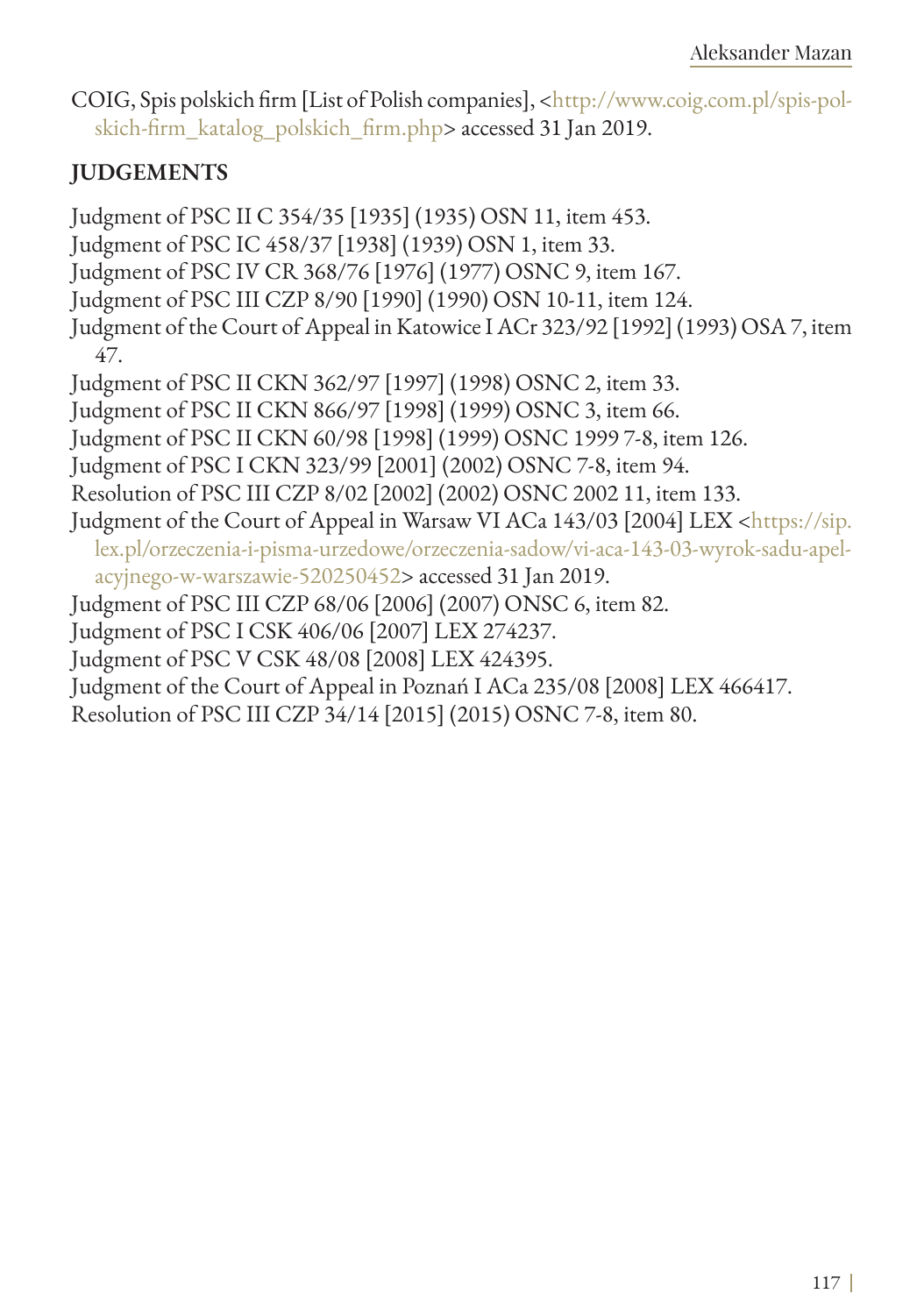COIG, Spis polskich firm [List of Polish companies], <http://www.coig.com.pl/spis-polskich-firm_katalog_polskich_firm.php> accessed 31 Jan 2019.

## JUDGEMENTS

Judgment of PSC II C 354/35 [1935] (1935) OSN 11, item 453.

Judgment of PSC IC 458/37 [1938] (1939) OSN 1, item 33.

Judgment of PSC IV CR 368/76 [1976] (1977) OSNC 9, item 167.

Judgment of PSC III CZP 8/90 [1990] (1990) OSN 10-11, item 124.

Judgment of the Court of Appeal in Katowice I ACr 323/92 [1992] (1993) OSA 7, item 47.

Judgment of PSC II CKN 362/97 [1997] (1998) OSNC 2, item 33.

Judgment of PSC II CKN 866/97 [1998] (1999) OSNC 3, item 66.

Judgment of PSC II CKN 60/98 [1998] (1999) OSNC 1999 7-8, item 126.

Judgment of PSC I CKN 323/99 [2001] (2002) OSNC 7-8, item 94.

Resolution of PSC III CZP 8/02 [2002] (2002) OSNC 2002 11, item 133.

Judgment of the Court of Appeal in Warsaw VI ACa 143/03 [2004] LEX <https://sip.lex.pl/orzeczenia-i-pisma-urzedowe/orzeczenia-sadow/vi-aca-143-03-wyrok-sadu-apelacyjnego-w-warszawie-520250452> accessed 31 Jan 2019.

Judgment of PSC III CZP 68/06 [2006] (2007) ONSC 6, item 82.

Judgment of PSC I CSK 406/06 [2007] LEX 274237.

Judgment of PSC V CSK 48/08 [2008] LEX 424395.

Judgment of the Court of Appeal in Poznań I ACa 235/08 [2008] LEX 466417.

Resolution of PSC III CZP 34/14 [2015] (2015) OSNC 7-8, item 80.